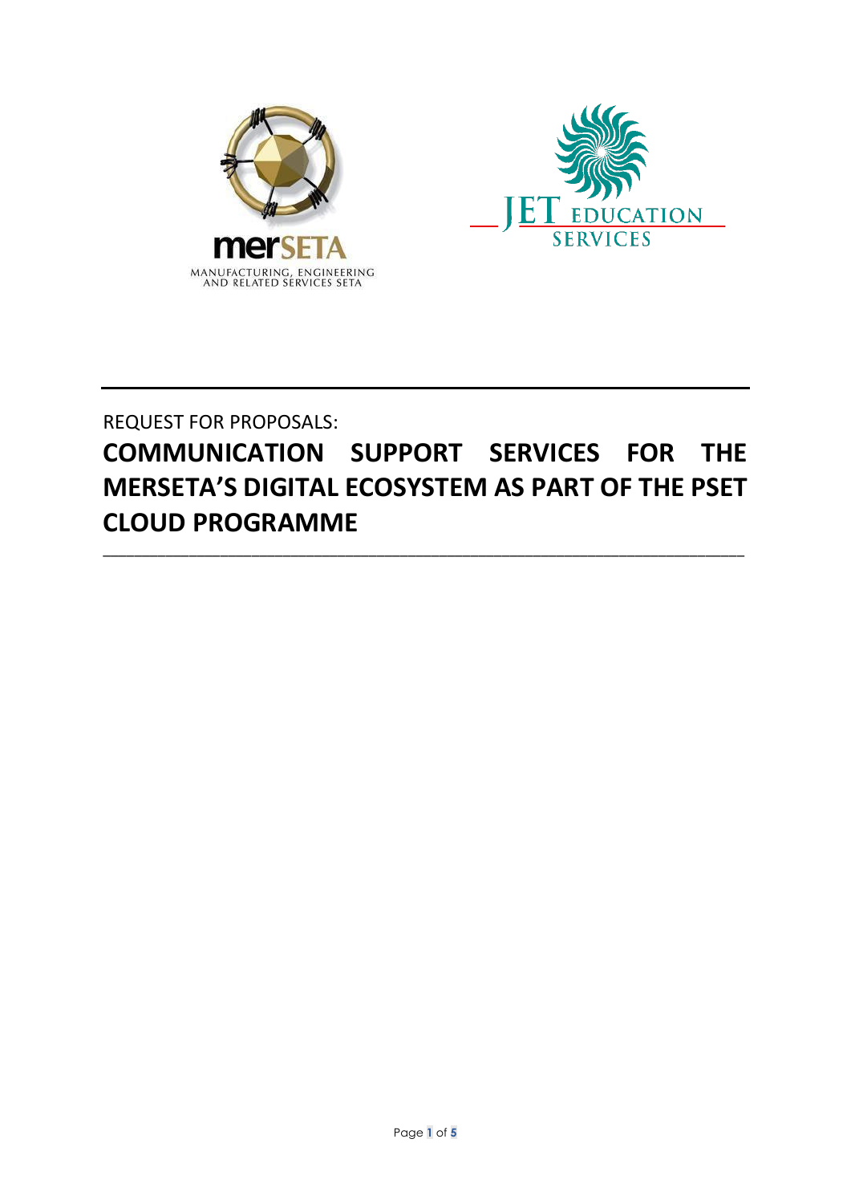REQUEST FOR PROPOSALS:

# COMMUNICATION SUPPORT SERVICES FOR THE MERSETA'S DIGITAL ECOSYSTEM AS PART OF THE PSET CLOUD PROGRAMME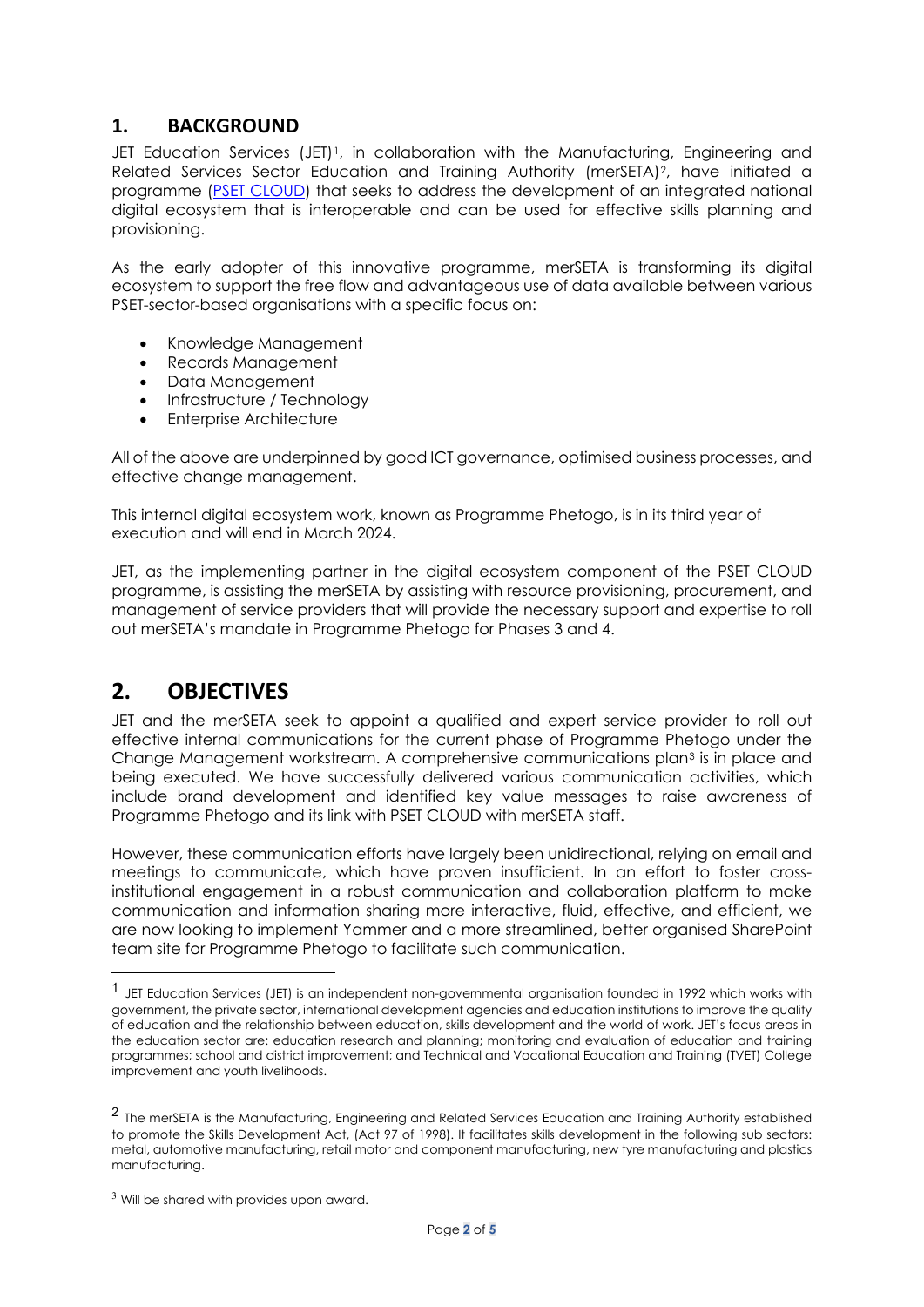## 1. BACKGROUND

JET Education Services (JET)[1], in collaboration with the Manufacturing, Engineering and Related Services Sector Education and Training Authority (merSETA)[2], have initiated a programme (PSET CLOUD) that seeks to address the development of an integrated national digital ecosystem that is interoperable and can be used for effective skills planning and provisioning.

As the early adopter of this innovative programme, merSETA is transforming its digital ecosystem to support the free flow and advantageous use of data available between various PSET-sector-based organisations with a specific focus on:

- Knowledge Management
- Records Management
- Data Management
- Infrastructure / Technology
- Enterprise Architecture

All of the above are underpinned by good ICT governance, optimised business processes, and effective change management.

This internal digital ecosystem work, known as Programme Phetogo, is in its third year of execution and will end in March 2024.

JET, as the implementing partner in the digital ecosystem component of the PSET CLOUD programme, is assisting the merSETA by assisting with resource provisioning, procurement, and management of service providers that will provide the necessary support and expertise to roll out merSETA's mandate in Programme Phetogo for Phases 3 and 4.

## 2. OBJECTIVES

JET and the merSETA seek to appoint a qualified and expert service provider to roll out effective internal communications for the current phase of Programme Phetogo under the Change Management workstream. A comprehensive communications plan[3] is in place and being executed. We have successfully delivered various communication activities, which include brand development and identified key value messages to raise awareness of Programme Phetogo and its link with PSET CLOUD with merSETA staff.

However, these communication efforts have largely been unidirectional, relying on email and meetings to communicate, which have proven insufficient. In an effort to foster cross-institutional engagement in a robust communication and collaboration platform to make communication and information sharing more interactive, fluid, effective, and efficient, we are now looking to implement Yammer and a more streamlined, better organised SharePoint team site for Programme Phetogo to facilitate such communication.

---

[1] JET Education Services (JET) is an independent non-governmental organisation founded in 1992 which works with government, the private sector, international development agencies and education institutions to improve the quality of education and the relationship between education, skills development and the world of work. JET's focus areas in the education sector are: education research and planning; monitoring and evaluation of education and training programmes; school and district improvement; and Technical and Vocational Education and Training (TVET) College improvement and youth livelihoods.

[2] The merSETA is the Manufacturing, Engineering and Related Services Education and Training Authority established to promote the Skills Development Act, (Act 97 of 1998). It facilitates skills development in the following sub sectors: metal, automotive manufacturing, retail motor and component manufacturing, new tyre manufacturing and plastics manufacturing.

[3] Will be shared with provides upon award.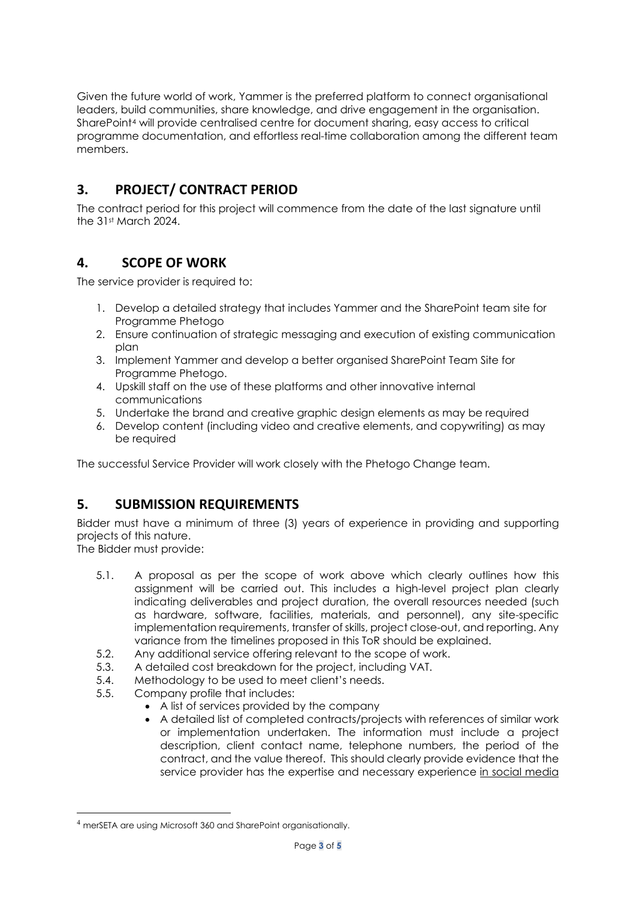Given the future world of work, Yammer is the preferred platform to connect organisational leaders, build communities, share knowledge, and drive engagement in the organisation. SharePoint[4] will provide centralised centre for document sharing, easy access to critical programme documentation, and effortless real-time collaboration among the different team members.

## 3. PROJECT/ CONTRACT PERIOD

The contract period for this project will commence from the date of the last signature until the 31st March 2024.

## 4. SCOPE OF WORK

The service provider is required to:

1. Develop a detailed strategy that includes Yammer and the SharePoint team site for Programme Phetogo
2. Ensure continuation of strategic messaging and execution of existing communication plan
3. Implement Yammer and develop a better organised SharePoint Team Site for Programme Phetogo.
4. Upskill staff on the use of these platforms and other innovative internal communications
5. Undertake the brand and creative graphic design elements as may be required
6. Develop content (including video and creative elements, and copywriting) as may be required

The successful Service Provider will work closely with the Phetogo Change team.

## 5. SUBMISSION REQUIREMENTS

Bidder must have a minimum of three (3) years of experience in providing and supporting projects of this nature.
The Bidder must provide:

5.1. A proposal as per the scope of work above which clearly outlines how this assignment will be carried out. This includes a high-level project plan clearly indicating deliverables and project duration, the overall resources needed (such as hardware, software, facilities, materials, and personnel), any site-specific implementation requirements, transfer of skills, project close-out, and reporting. Any variance from the timelines proposed in this ToR should be explained.

5.2. Any additional service offering relevant to the scope of work.

5.3. A detailed cost breakdown for the project, including VAT.

5.4. Methodology to be used to meet client's needs.

5.5. Company profile that includes:

- A list of services provided by the company
- A detailed list of completed contracts/projects with references of similar work or implementation undertaken. The information must include a project description, client contact name, telephone numbers, the period of the contract, and the value thereof. This should clearly provide evidence that the service provider has the expertise and necessary experience <u>in social media</u>

---

[4] merSETA are using Microsoft 360 and SharePoint organisationally.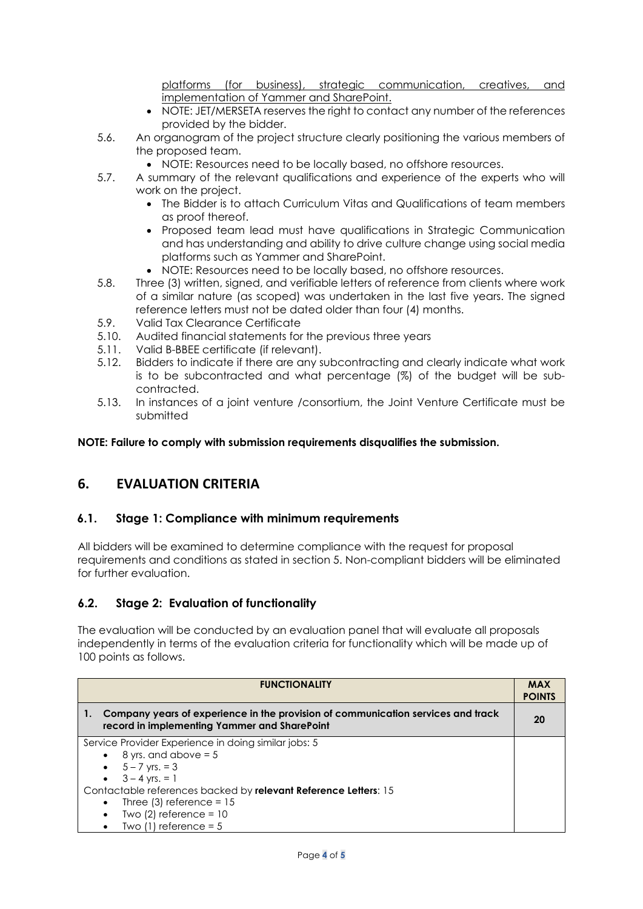platforms (for business), strategic communication, creatives, and implementation of Yammer and SharePoint.

- NOTE: JET/MERSETA reserves the right to contact any number of the references provided by the bidder.

5.6. An organogram of the project structure clearly positioning the various members of the proposed team.

- NOTE: Resources need to be locally based, no offshore resources.

5.7. A summary of the relevant qualifications and experience of the experts who will work on the project.

- The Bidder is to attach Curriculum Vitas and Qualifications of team members as proof thereof.
- Proposed team lead must have qualifications in Strategic Communication and has understanding and ability to drive culture change using social media platforms such as Yammer and SharePoint.
- NOTE: Resources need to be locally based, no offshore resources.

5.8. Three (3) written, signed, and verifiable letters of reference from clients where work of a similar nature (as scoped) was undertaken in the last five years. The signed reference letters must not be dated older than four (4) months.

5.9. Valid Tax Clearance Certificate

5.10. Audited financial statements for the previous three years

5.11. Valid B-BBEE certificate (if relevant).

5.12. Bidders to indicate if there are any subcontracting and clearly indicate what work is to be subcontracted and what percentage (%) of the budget will be sub-contracted.

5.13. In instances of a joint venture /consortium, the Joint Venture Certificate must be submitted

**NOTE: Failure to comply with submission requirements disqualifies the submission.**

## 6. EVALUATION CRITERIA

### 6.1. Stage 1: Compliance with minimum requirements

All bidders will be examined to determine compliance with the request for proposal requirements and conditions as stated in section 5. Non-compliant bidders will be eliminated for further evaluation.

### 6.2. Stage 2: Evaluation of functionality

The evaluation will be conducted by an evaluation panel that will evaluate all proposals independently in terms of the evaluation criteria for functionality which will be made up of 100 points as follows.

| FUNCTIONALITY | MAX POINTS |
|---|---|
| **1. Company years of experience in the provision of communication services and track record in implementing Yammer and SharePoint** | **20** |
| Service Provider Experience in doing similar jobs: 5<br>• 8 yrs. and above = 5<br>• 5 – 7 yrs. = 3<br>• 3 – 4 yrs. = 1<br>Contactable references backed by **relevant Reference Letters**: 15<br>• Three (3) reference = 15<br>• Two (2) reference = 10<br>• Two (1) reference = 5 | |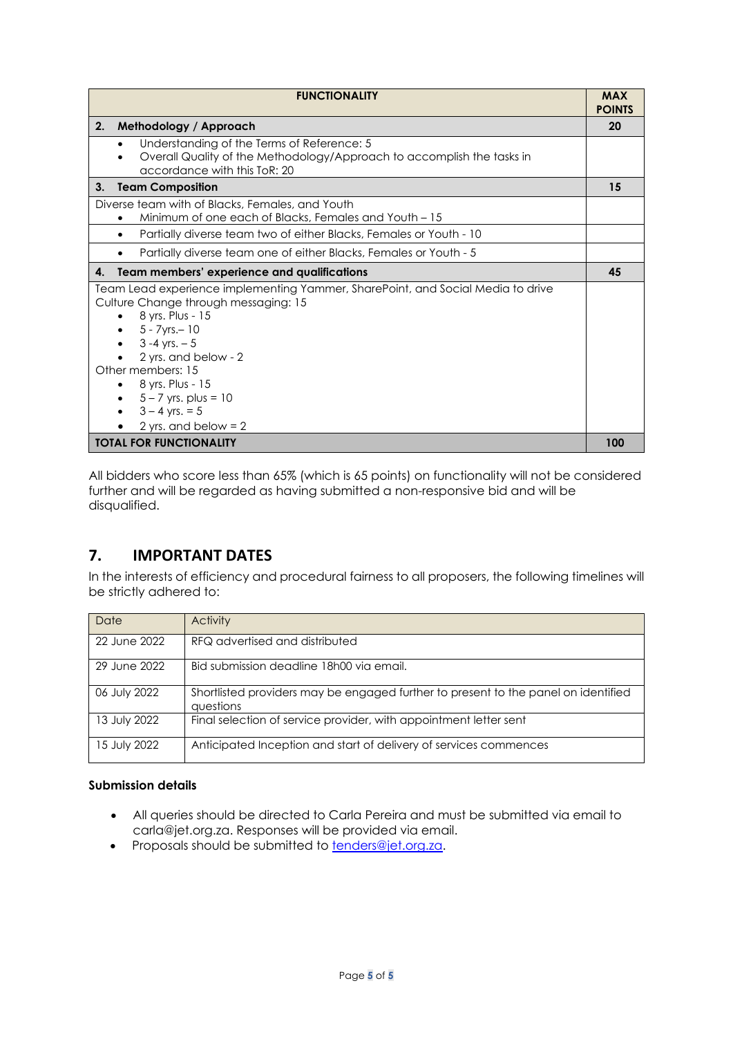| FUNCTIONALITY | MAX POINTS |
|---|---|
| **2. Methodology / Approach** | **20** |
| • Understanding of the Terms of Reference: 5<br>• Overall Quality of the Methodology/Approach to accomplish the tasks in accordance with this ToR: 20 | |
| **3. Team Composition** | **15** |
| Diverse team with of Blacks, Females, and Youth<br>• Minimum of one each of Blacks, Females and Youth – 15 | |
| • Partially diverse team two of either Blacks, Females or Youth - 10 | |
| • Partially diverse team one of either Blacks, Females or Youth - 5 | |
| **4. Team members' experience and qualifications** | **45** |
| Team Lead experience implementing Yammer, SharePoint, and Social Media to drive Culture Change through messaging: 15<br>• 8 yrs. Plus - 15<br>• 5 - 7yrs.– 10<br>• 3 -4 yrs. – 5<br>• 2 yrs. and below - 2<br>Other members: 15<br>• 8 yrs. Plus - 15<br>• 5 – 7 yrs. plus = 10<br>• 3 – 4 yrs. = 5<br>• 2 yrs. and below = 2 | |
| **TOTAL FOR FUNCTIONALITY** | **100** |

All bidders who score less than 65% (which is 65 points) on functionality will not be considered further and will be regarded as having submitted a non-responsive bid and will be disqualified.

## 7. IMPORTANT DATES

In the interests of efficiency and procedural fairness to all proposers, the following timelines will be strictly adhered to:

| Date | Activity |
|---|---|
| 22 June 2022 | RFQ advertised and distributed |
| 29 June 2022 | Bid submission deadline 18h00 via email. |
| 06 July 2022 | Shortlisted providers may be engaged further to present to the panel on identified questions |
| 13 July 2022 | Final selection of service provider, with appointment letter sent |
| 15 July 2022 | Anticipated Inception and start of delivery of services commences |

**Submission details**

- All queries should be directed to Carla Pereira and must be submitted via email to carla@jet.org.za. Responses will be provided via email.
- Proposals should be submitted to tenders@jet.org.za.